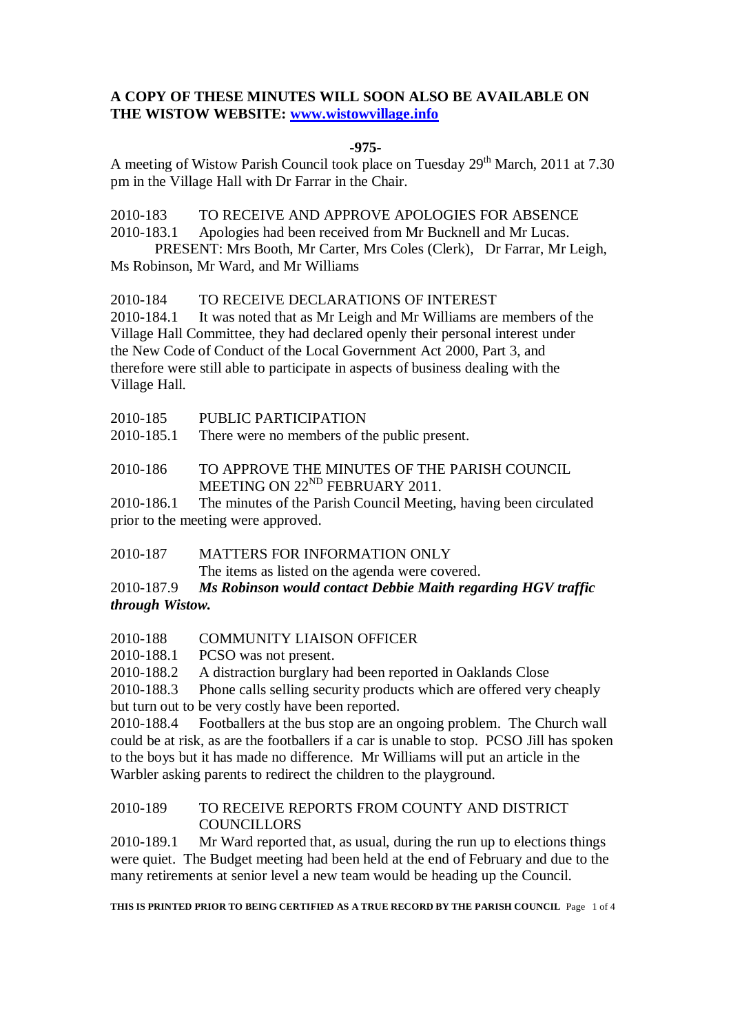**A COPY OF THESE MINUTES WILL SOON ALSO BE AVAILABLE ON THE WISTOW WEBSITE: [www.wistowvillage.info](http://www.wistowvillage.info)**

**-975-**

A meeting of Wistow Parish Council took place on Tuesday 29th March, 2011 at 7.30 pm in the Village Hall with Dr Farrar in the Chair.

2010-183 TO RECEIVE AND APPROVE APOLOGIES FOR ABSENCE

2010-183.1 Apologies had been received from Mr Bucknell and Mr Lucas.
PRESENT: Mrs Booth, Mr Carter, Mrs Coles (Clerk), Dr Farrar, Mr Leigh, Ms Robinson, Mr Ward, and Mr Williams

2010-184 TO RECEIVE DECLARATIONS OF INTEREST

2010-184.1 It was noted that as Mr Leigh and Mr Williams are members of the Village Hall Committee, they had declared openly their personal interest under the New Code of Conduct of the Local Government Act 2000, Part 3, and therefore were still able to participate in aspects of business dealing with the Village Hall.

2010-185 PUBLIC PARTICIPATION

2010-185.1 There were no members of the public present.

2010-186 TO APPROVE THE MINUTES OF THE PARISH COUNCIL MEETING ON 22ND FEBRUARY 2011.

2010-186.1 The minutes of the Parish Council Meeting, having been circulated prior to the meeting were approved.

2010-187 MATTERS FOR INFORMATION ONLY
The items as listed on the agenda were covered.

2010-187.9 ***Ms Robinson would contact Debbie Maith regarding HGV traffic through Wistow.***

2010-188 COMMUNITY LIAISON OFFICER

2010-188.1 PCSO was not present.

2010-188.2 A distraction burglary had been reported in Oaklands Close

2010-188.3 Phone calls selling security products which are offered very cheaply but turn out to be very costly have been reported.

2010-188.4 Footballers at the bus stop are an ongoing problem. The Church wall could be at risk, as are the footballers if a car is unable to stop. PCSO Jill has spoken to the boys but it has made no difference. Mr Williams will put an article in the Warbler asking parents to redirect the children to the playground.

2010-189 TO RECEIVE REPORTS FROM COUNTY AND DISTRICT COUNCILLORS

2010-189.1 Mr Ward reported that, as usual, during the run up to elections things were quiet. The Budget meeting had been held at the end of February and due to the many retirements at senior level a new team would be heading up the Council.

**THIS IS PRINTED PRIOR TO BEING CERTIFIED AS A TRUE RECORD BY THE PARISH COUNCIL**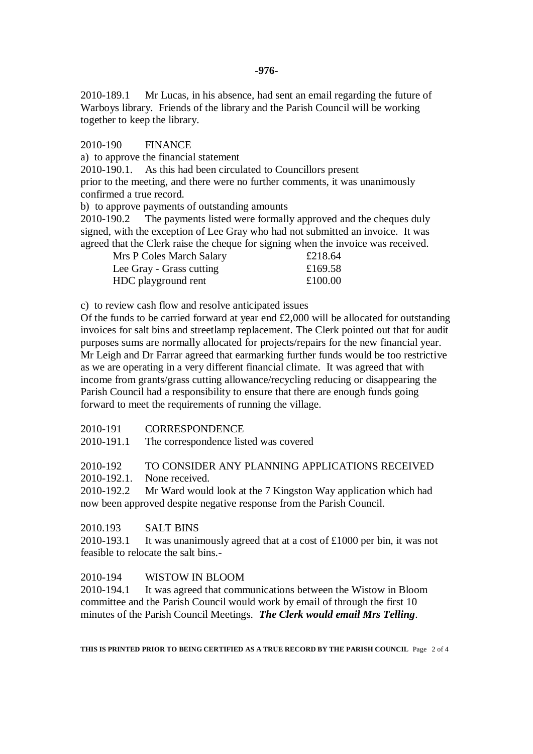2010-189.1 Mr Lucas, in his absence, had sent an email regarding the future of Warboys library. Friends of the library and the Parish Council will be working together to keep the library.

2010-190 FINANCE

a) to approve the financial statement

2010-190.1. As this had been circulated to Councillors present prior to the meeting, and there were no further comments, it was unanimously confirmed a true record.

b) to approve payments of outstanding amounts

2010-190.2 The payments listed were formally approved and the cheques duly signed, with the exception of Lee Gray who had not submitted an invoice. It was agreed that the Clerk raise the cheque for signing when the invoice was received.

| | |
|---|---|
| Mrs P Coles March Salary | £218.64 |
| Lee Gray - Grass cutting | £169.58 |
| HDC playground rent | £100.00 |

c) to review cash flow and resolve anticipated issues

Of the funds to be carried forward at year end £2,000 will be allocated for outstanding invoices for salt bins and streetlamp replacement. The Clerk pointed out that for audit purposes sums are normally allocated for projects/repairs for the new financial year. Mr Leigh and Dr Farrar agreed that earmarking further funds would be too restrictive as we are operating in a very different financial climate. It was agreed that with income from grants/grass cutting allowance/recycling reducing or disappearing the Parish Council had a responsibility to ensure that there are enough funds going forward to meet the requirements of running the village.

2010-191 CORRESPONDENCE

2010-191.1 The correspondence listed was covered

2010-192 TO CONSIDER ANY PLANNING APPLICATIONS RECEIVED

2010-192.1. None received.

2010-192.2 Mr Ward would look at the 7 Kingston Way application which had now been approved despite negative response from the Parish Council.

2010.193 SALT BINS

2010-193.1 It was unanimously agreed that at a cost of £1000 per bin, it was not feasible to relocate the salt bins.-

2010-194 WISTOW IN BLOOM

2010-194.1 It was agreed that communications between the Wistow in Bloom committee and the Parish Council would work by email of through the first 10 minutes of the Parish Council Meetings. ***The Clerk would email Mrs Telling***.

**THIS IS PRINTED PRIOR TO BEING CERTIFIED AS A TRUE RECORD BY THE PARISH COUNCIL**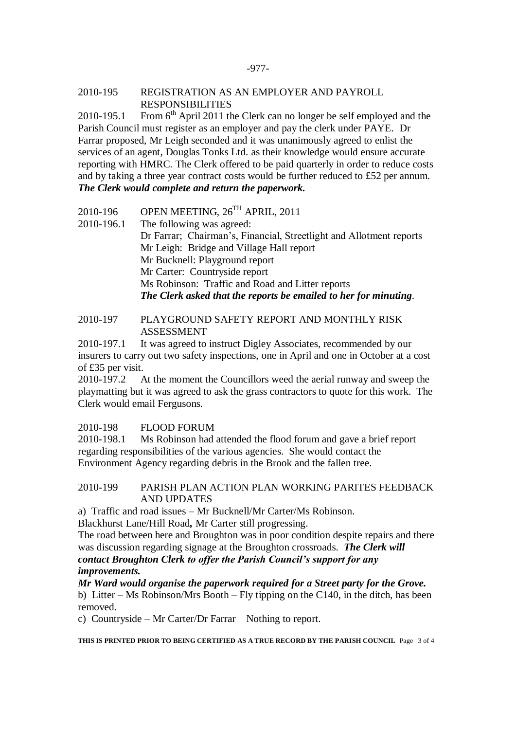2010-195 REGISTRATION AS AN EMPLOYER AND PAYROLL RESPONSIBILITIES

2010-195.1 From 6th April 2011 the Clerk can no longer be self employed and the Parish Council must register as an employer and pay the clerk under PAYE. Dr Farrar proposed, Mr Leigh seconded and it was unanimously agreed to enlist the services of an agent, Douglas Tonks Ltd. as their knowledge would ensure accurate reporting with HMRC. The Clerk offered to be paid quarterly in order to reduce costs and by taking a three year contract costs would be further reduced to £52 per annum. ***The Clerk would complete and return the paperwork.***

2010-196 OPEN MEETING, 26TH APRIL, 2011

2010-196.1 The following was agreed:
Dr Farrar; Chairman's, Financial, Streetlight and Allotment reports
Mr Leigh: Bridge and Village Hall report
Mr Bucknell: Playground report
Mr Carter: Countryside report
Ms Robinson: Traffic and Road and Litter reports
***The Clerk asked that the reports be emailed to her for minuting***.

2010-197 PLAYGROUND SAFETY REPORT AND MONTHLY RISK ASSESSMENT

2010-197.1 It was agreed to instruct Digley Associates, recommended by our insurers to carry out two safety inspections, one in April and one in October at a cost of £35 per visit.

2010-197.2 At the moment the Councillors weed the aerial runway and sweep the playmatting but it was agreed to ask the grass contractors to quote for this work. The Clerk would email Fergusons.

2010-198 FLOOD FORUM

2010-198.1 Ms Robinson had attended the flood forum and gave a brief report regarding responsibilities of the various agencies. She would contact the Environment Agency regarding debris in the Brook and the fallen tree.

2010-199 PARISH PLAN ACTION PLAN WORKING PARITES FEEDBACK AND UPDATES

a) Traffic and road issues – Mr Bucknell/Mr Carter/Ms Robinson.
Blackhurst Lane/Hill Road**,** Mr Carter still progressing.
The road between here and Broughton was in poor condition despite repairs and there was discussion regarding signage at the Broughton crossroads. ***The Clerk will contact Broughton Clerk to offer the Parish Council's support for any improvements.***
***Mr Ward would organise the paperwork required for a Street party for the Grove.***

b) Litter – Ms Robinson/Mrs Booth – Fly tipping on the C140, in the ditch, has been removed.

c) Countryside – Mr Carter/Dr Farrar Nothing to report.

**THIS IS PRINTED PRIOR TO BEING CERTIFIED AS A TRUE RECORD BY THE PARISH COUNCIL**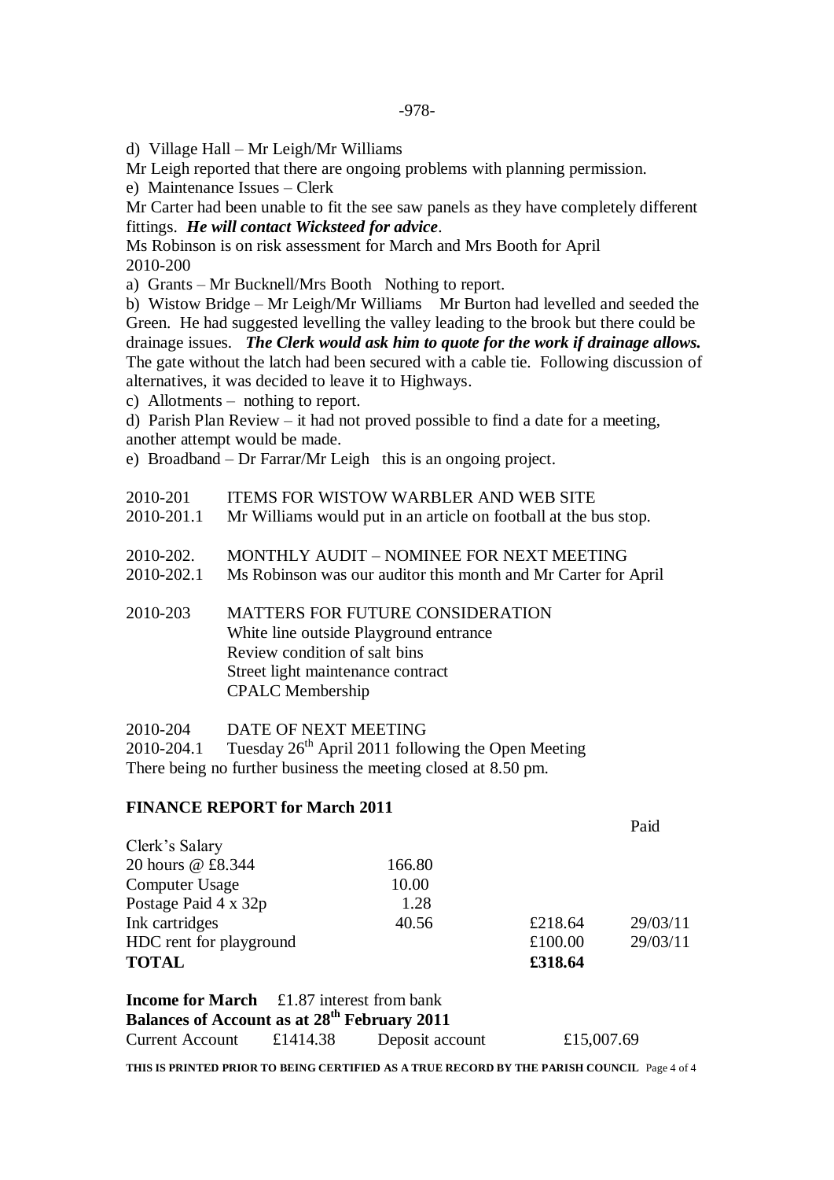d) Village Hall – Mr Leigh/Mr Williams

Mr Leigh reported that there are ongoing problems with planning permission.

e) Maintenance Issues – Clerk

Mr Carter had been unable to fit the see saw panels as they have completely different fittings. ***He will contact Wicksteed for advice***.

Ms Robinson is on risk assessment for March and Mrs Booth for April

2010-200

a) Grants – Mr Bucknell/Mrs Booth Nothing to report.

b) Wistow Bridge – Mr Leigh/Mr Williams Mr Burton had levelled and seeded the Green. He had suggested levelling the valley leading to the brook but there could be drainage issues. ***The Clerk would ask him to quote for the work if drainage allows.*** The gate without the latch had been secured with a cable tie. Following discussion of alternatives, it was decided to leave it to Highways.

c) Allotments – nothing to report.

d) Parish Plan Review – it had not proved possible to find a date for a meeting, another attempt would be made.

e) Broadband – Dr Farrar/Mr Leigh this is an ongoing project.

2010-201 ITEMS FOR WISTOW WARBLER AND WEB SITE

2010-201.1 Mr Williams would put in an article on football at the bus stop.

2010-202. MONTHLY AUDIT – NOMINEE FOR NEXT MEETING

2010-202.1 Ms Robinson was our auditor this month and Mr Carter for April

2010-203 MATTERS FOR FUTURE CONSIDERATION

- White line outside Playground entrance
- Review condition of salt bins
- Street light maintenance contract
- CPALC Membership

2010-204 DATE OF NEXT MEETING

2010-204.1 Tuesday 26th April 2011 following the Open Meeting

There being no further business the meeting closed at 8.50 pm.

**FINANCE REPORT for March 2011**

| | | | Paid |
|---|---|---|---|
| Clerk's Salary | | | |
| 20 hours @ £8.344 | 166.80 | | |
| Computer Usage | 10.00 | | |
| Postage Paid 4 x 32p | 1.28 | | |
| Ink cartridges | 40.56 | £218.64 | 29/03/11 |
| HDC rent for playground | | £100.00 | 29/03/11 |
| **TOTAL** | | **£318.64** | |

**Income for March** £1.87 interest from bank

**Balances of Account as at 28th February 2011**

| | | | |
|---|---|---|---|
| Current Account | £1414.38 | Deposit account | £15,007.69 |

**THIS IS PRINTED PRIOR TO BEING CERTIFIED AS A TRUE RECORD BY THE PARISH COUNCIL**